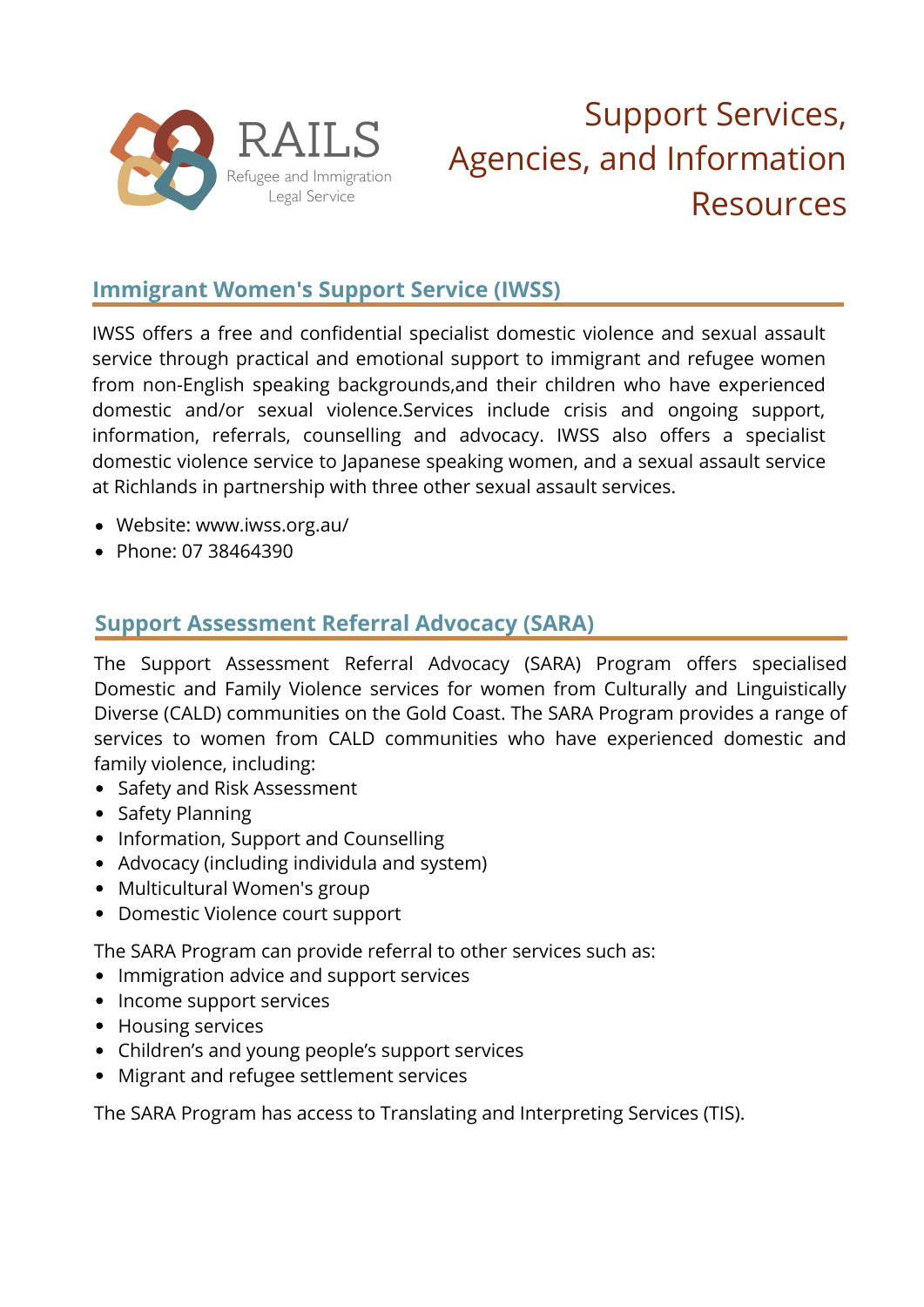RAILS
Refugee and Immigration Legal Service

# Support Services, Agencies, and Information Resources

## Immigrant Women's Support Service (IWSS)

IWSS offers a free and confidential specialist domestic violence and sexual assault service through practical and emotional support to immigrant and refugee women from non-English speaking backgrounds,and their children who have experienced domestic and/or sexual violence.Services include crisis and ongoing support, information, referrals, counselling and advocacy. IWSS also offers a specialist domestic violence service to Japanese speaking women, and a sexual assault service at Richlands in partnership with three other sexual assault services.

- Website: www.iwss.org.au/
- Phone: 07 38464390

## Support Assessment Referral Advocacy (SARA)

The Support Assessment Referral Advocacy (SARA) Program offers specialised Domestic and Family Violence services for women from Culturally and Linguistically Diverse (CALD) communities on the Gold Coast. The SARA Program provides a range of services to women from CALD communities who have experienced domestic and family violence, including:

- Safety and Risk Assessment
- Safety Planning
- Information, Support and Counselling
- Advocacy (including individula and system)
- Multicultural Women's group
- Domestic Violence court support

The SARA Program can provide referral to other services such as:

- Immigration advice and support services
- Income support services
- Housing services
- Children's and young people's support services
- Migrant and refugee settlement services

The SARA Program has access to Translating and Interpreting Services (TIS).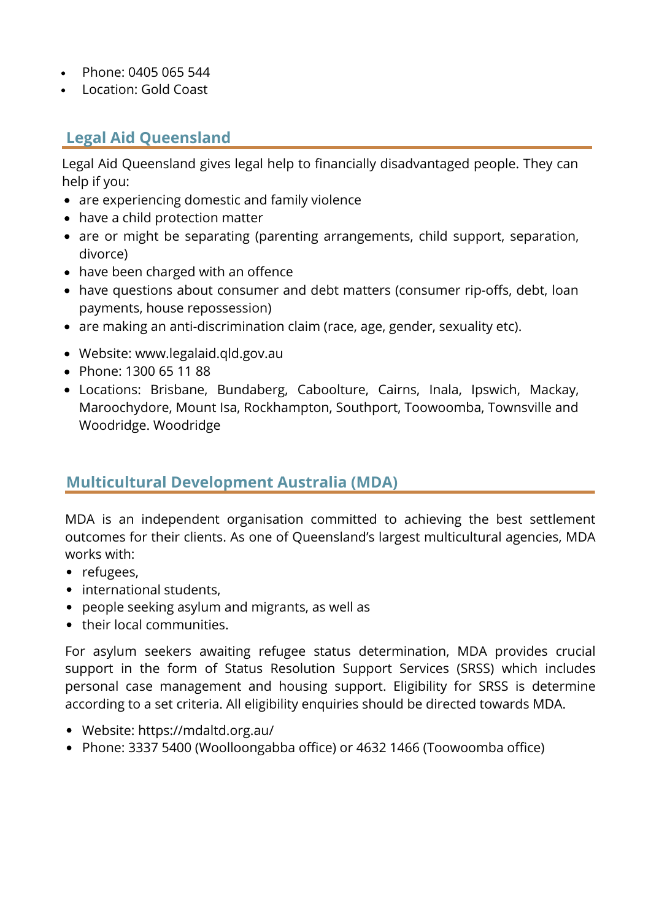- Phone: 0405 065 544
- Location: Gold Coast

## Legal Aid Queensland

Legal Aid Queensland gives legal help to financially disadvantaged people. They can help if you:

- are experiencing domestic and family violence
- have a child protection matter
- are or might be separating (parenting arrangements, child support, separation, divorce)
- have been charged with an offence
- have questions about consumer and debt matters (consumer rip-offs, debt, loan payments, house repossession)
- are making an anti-discrimination claim (race, age, gender, sexuality etc).

- Website: www.legalaid.qld.gov.au
- Phone: 1300 65 11 88
- Locations: Brisbane, Bundaberg, Caboolture, Cairns, Inala, Ipswich, Mackay, Maroochydore, Mount Isa, Rockhampton, Southport, Toowoomba, Townsville and Woodridge. Woodridge

## Multicultural Development Australia (MDA)

MDA is an independent organisation committed to achieving the best settlement outcomes for their clients. As one of Queensland's largest multicultural agencies, MDA works with:

- refugees,
- international students,
- people seeking asylum and migrants, as well as
- their local communities.

For asylum seekers awaiting refugee status determination, MDA provides crucial support in the form of Status Resolution Support Services (SRSS) which includes personal case management and housing support. Eligibility for SRSS is determine according to a set criteria. All eligibility enquiries should be directed towards MDA.

- Website: https://mdaltd.org.au/
- Phone: 3337 5400 (Woolloongabba office) or 4632 1466 (Toowoomba office)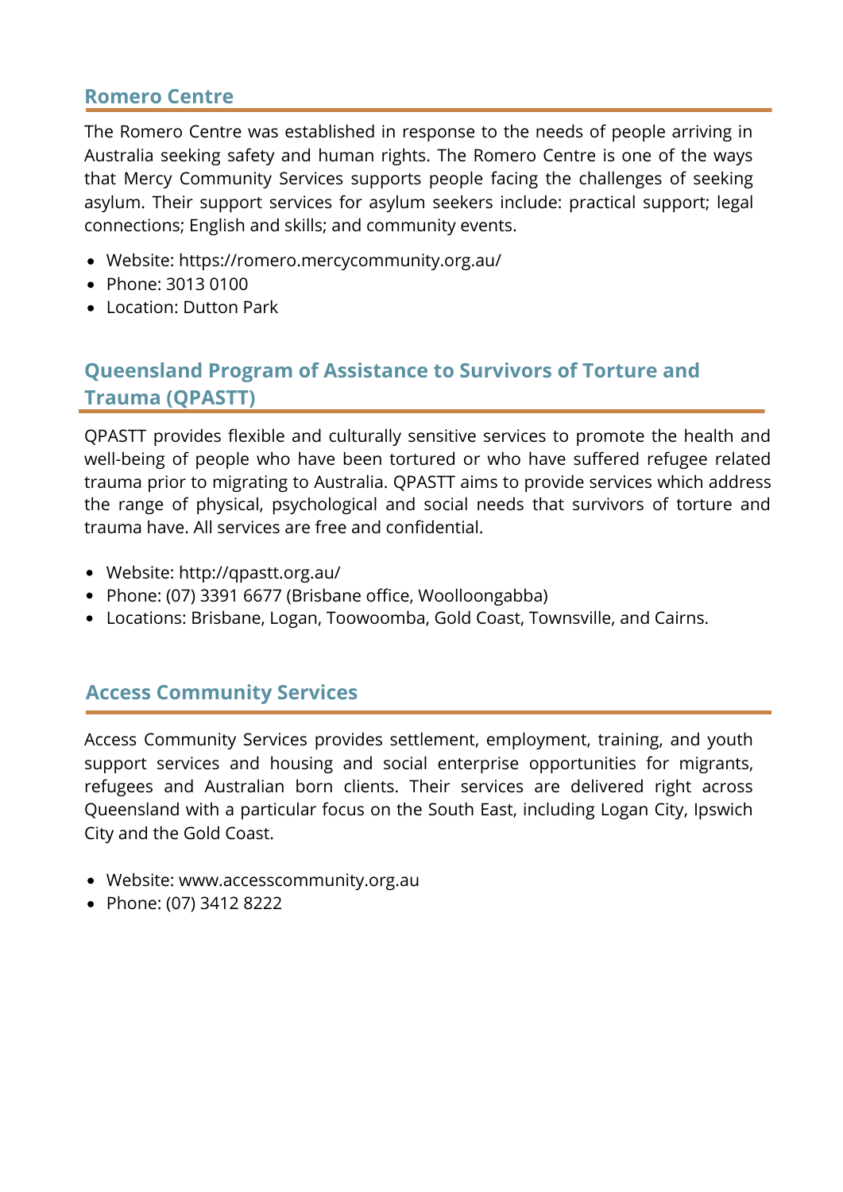## Romero Centre

The Romero Centre was established in response to the needs of people arriving in Australia seeking safety and human rights. The Romero Centre is one of the ways that Mercy Community Services supports people facing the challenges of seeking asylum. Their support services for asylum seekers include: practical support; legal connections; English and skills; and community events.

- Website: https://romero.mercycommunity.org.au/
- Phone: 3013 0100
- Location: Dutton Park

## Queensland Program of Assistance to Survivors of Torture and Trauma (QPASTT)

QPASTT provides flexible and culturally sensitive services to promote the health and well-being of people who have been tortured or who have suffered refugee related trauma prior to migrating to Australia. QPASTT aims to provide services which address the range of physical, psychological and social needs that survivors of torture and trauma have. All services are free and confidential.

- Website: http://qpastt.org.au/
- Phone: (07) 3391 6677 (Brisbane office, Woolloongabba)
- Locations: Brisbane, Logan, Toowoomba, Gold Coast, Townsville, and Cairns.

## Access Community Services

Access Community Services provides settlement, employment, training, and youth support services and housing and social enterprise opportunities for migrants, refugees and Australian born clients. Their services are delivered right across Queensland with a particular focus on the South East, including Logan City, Ipswich City and the Gold Coast.

- Website: www.accesscommunity.org.au
- Phone: (07) 3412 8222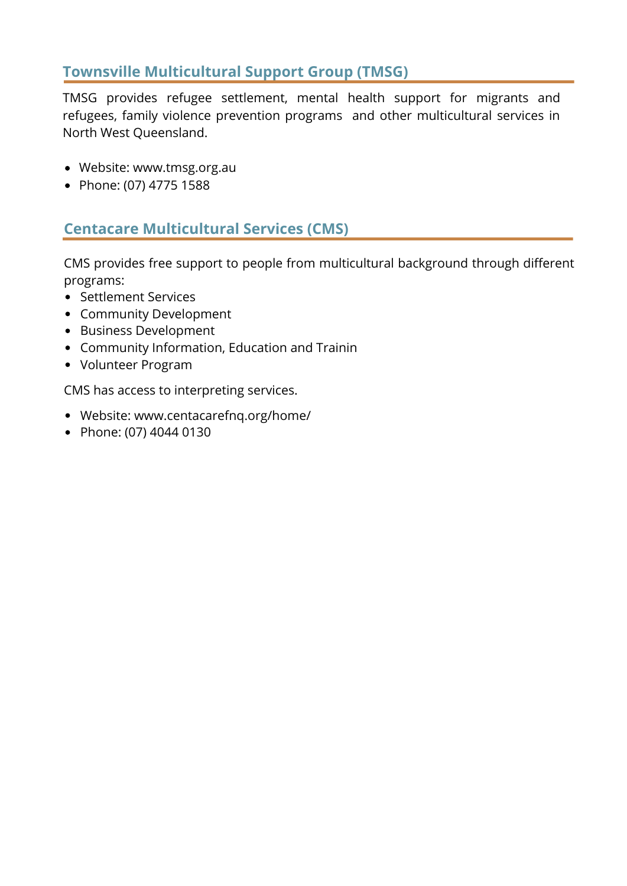## Townsville Multicultural Support Group (TMSG)

TMSG provides refugee settlement, mental health support for migrants and refugees, family violence prevention programs  and other multicultural services in North West Queensland.

- Website: www.tmsg.org.au
- Phone: (07) 4775 1588

## Centacare Multicultural Services (CMS)

CMS provides free support to people from multicultural background through different programs:

- Settlement Services
- Community Development
- Business Development
- Community Information, Education and Trainin
- Volunteer Program

CMS has access to interpreting services.

- Website: www.centacarefnq.org/home/
- Phone: (07) 4044 0130